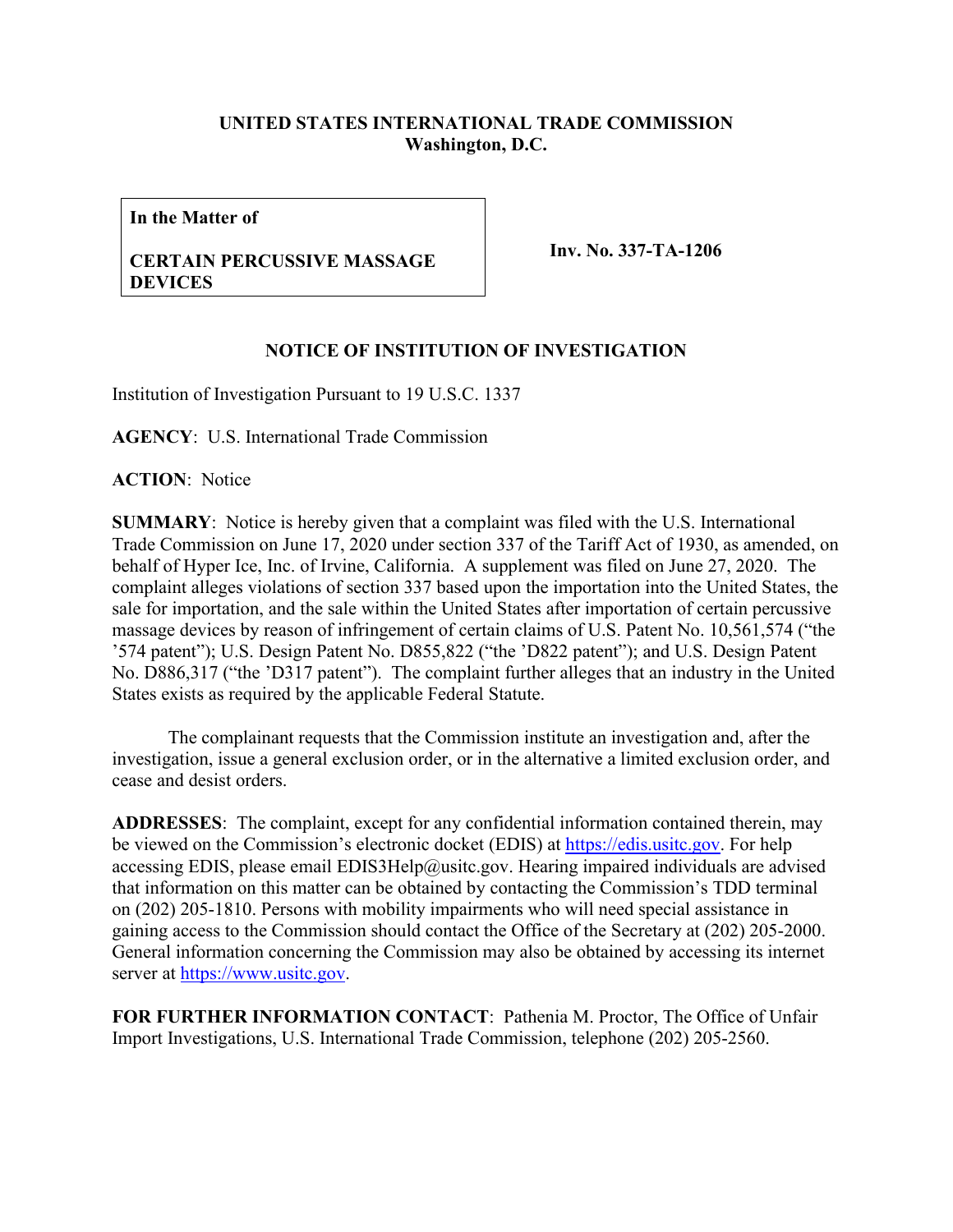**UNITED STATES INTERNATIONAL TRADE COMMISSION**
**Washington, D.C.**

| **In the Matter of**<br><br>**CERTAIN PERCUSSIVE MASSAGE DEVICES** | **Inv. No. 337-TA-1206** |
|---|---|

**NOTICE OF INSTITUTION OF INVESTIGATION**

Institution of Investigation Pursuant to 19 U.S.C. 1337

**AGENCY**: U.S. International Trade Commission

**ACTION**: Notice

**SUMMARY**: Notice is hereby given that a complaint was filed with the U.S. International Trade Commission on June 17, 2020 under section 337 of the Tariff Act of 1930, as amended, on behalf of Hyper Ice, Inc. of Irvine, California. A supplement was filed on June 27, 2020. The complaint alleges violations of section 337 based upon the importation into the United States, the sale for importation, and the sale within the United States after importation of certain percussive massage devices by reason of infringement of certain claims of U.S. Patent No. 10,561,574 ("the '574 patent"); U.S. Design Patent No. D855,822 ("the 'D822 patent"); and U.S. Design Patent No. D886,317 ("the 'D317 patent"). The complaint further alleges that an industry in the United States exists as required by the applicable Federal Statute.

The complainant requests that the Commission institute an investigation and, after the investigation, issue a general exclusion order, or in the alternative a limited exclusion order, and cease and desist orders.

**ADDRESSES**: The complaint, except for any confidential information contained therein, may be viewed on the Commission's electronic docket (EDIS) at https://edis.usitc.gov. For help accessing EDIS, please email EDIS3Help@usitc.gov. Hearing impaired individuals are advised that information on this matter can be obtained by contacting the Commission's TDD terminal on (202) 205-1810. Persons with mobility impairments who will need special assistance in gaining access to the Commission should contact the Office of the Secretary at (202) 205-2000. General information concerning the Commission may also be obtained by accessing its internet server at https://www.usitc.gov.

**FOR FURTHER INFORMATION CONTACT**: Pathenia M. Proctor, The Office of Unfair Import Investigations, U.S. International Trade Commission, telephone (202) 205-2560.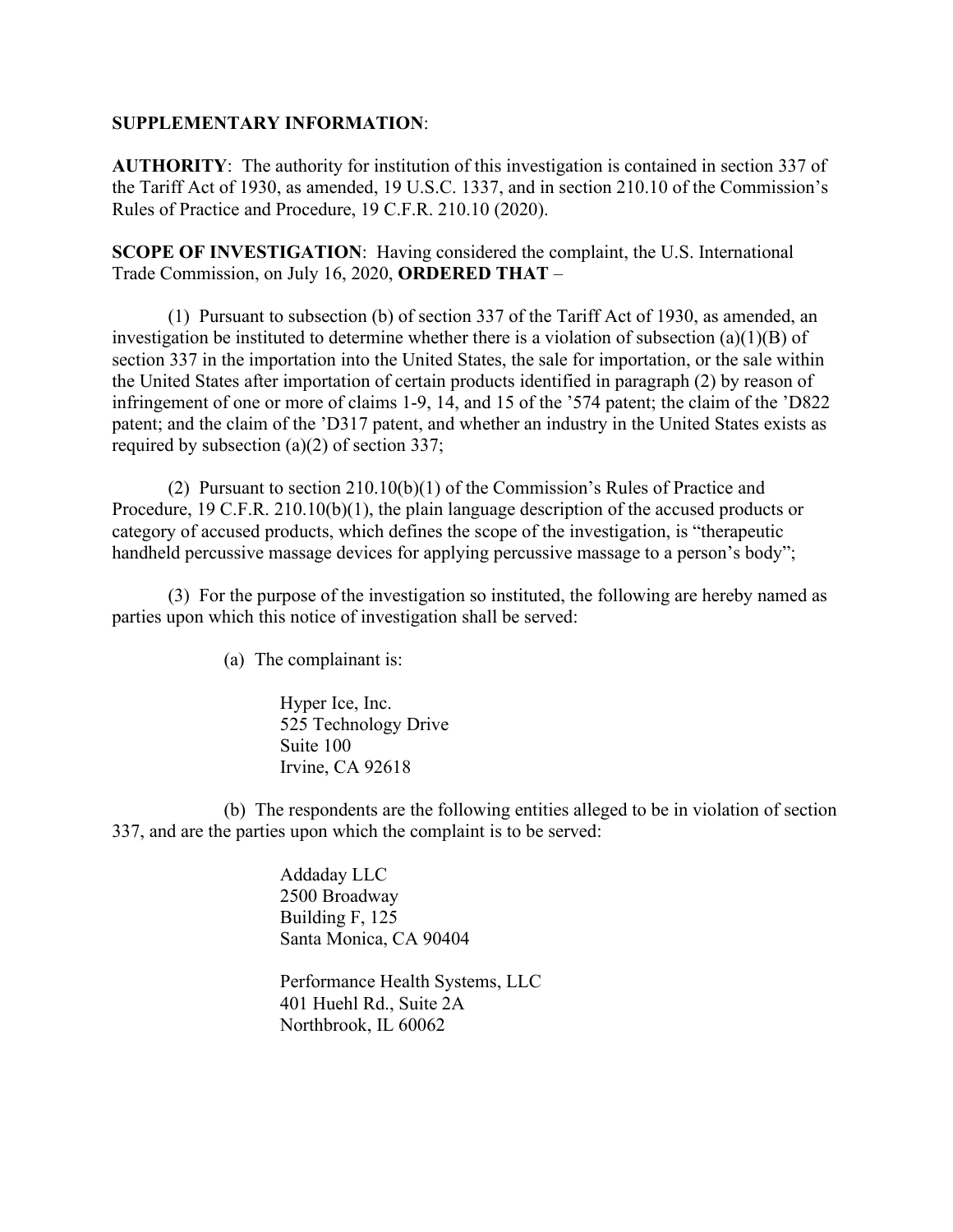**SUPPLEMENTARY INFORMATION**:

**AUTHORITY**: The authority for institution of this investigation is contained in section 337 of the Tariff Act of 1930, as amended, 19 U.S.C. 1337, and in section 210.10 of the Commission's Rules of Practice and Procedure, 19 C.F.R. 210.10 (2020).

**SCOPE OF INVESTIGATION**: Having considered the complaint, the U.S. International Trade Commission, on July 16, 2020, **ORDERED THAT** –

(1) Pursuant to subsection (b) of section 337 of the Tariff Act of 1930, as amended, an investigation be instituted to determine whether there is a violation of subsection (a)(1)(B) of section 337 in the importation into the United States, the sale for importation, or the sale within the United States after importation of certain products identified in paragraph (2) by reason of infringement of one or more of claims 1-9, 14, and 15 of the '574 patent; the claim of the 'D822 patent; and the claim of the 'D317 patent, and whether an industry in the United States exists as required by subsection (a)(2) of section 337;

(2) Pursuant to section 210.10(b)(1) of the Commission's Rules of Practice and Procedure, 19 C.F.R. 210.10(b)(1), the plain language description of the accused products or category of accused products, which defines the scope of the investigation, is "therapeutic handheld percussive massage devices for applying percussive massage to a person's body";

(3) For the purpose of the investigation so instituted, the following are hereby named as parties upon which this notice of investigation shall be served:

(a) The complainant is:

Hyper Ice, Inc.
525 Technology Drive
Suite 100
Irvine, CA 92618

(b) The respondents are the following entities alleged to be in violation of section 337, and are the parties upon which the complaint is to be served:

Addaday LLC
2500 Broadway
Building F, 125
Santa Monica, CA 90404

Performance Health Systems, LLC
401 Huehl Rd., Suite 2A
Northbrook, IL 60062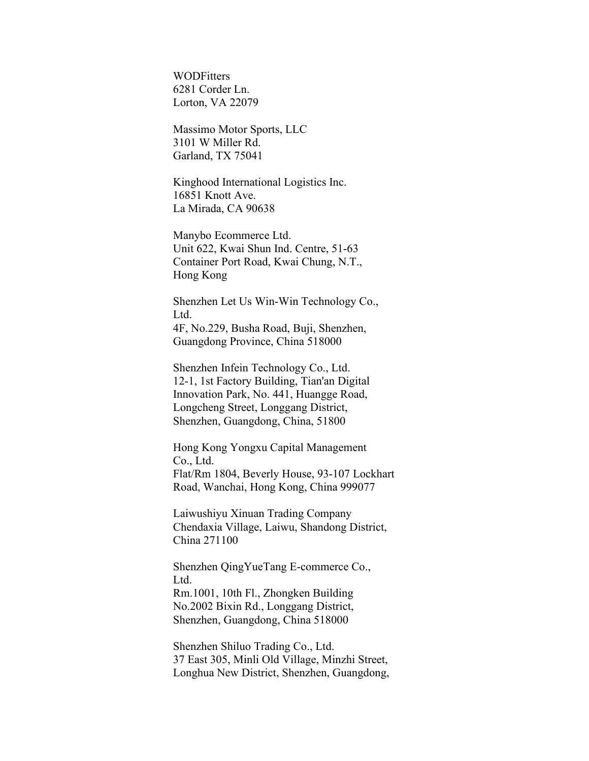WODFitters
6281 Corder Ln.
Lorton, VA 22079

Massimo Motor Sports, LLC
3101 W Miller Rd.
Garland, TX 75041

Kinghood International Logistics Inc.
16851 Knott Ave.
La Mirada, CA 90638

Manybo Ecommerce Ltd.
Unit 622, Kwai Shun Ind. Centre, 51-63
Container Port Road, Kwai Chung, N.T.,
Hong Kong

Shenzhen Let Us Win-Win Technology Co.,
Ltd.
4F, No.229, Busha Road, Buji, Shenzhen,
Guangdong Province, China 518000

Shenzhen Infein Technology Co., Ltd.
12-1, 1st Factory Building, Tian'an Digital
Innovation Park, No. 441, Huangge Road,
Longcheng Street, Longgang District,
Shenzhen, Guangdong, China, 51800

Hong Kong Yongxu Capital Management
Co., Ltd.
Flat/Rm 1804, Beverly House, 93-107 Lockhart
Road, Wanchai, Hong Kong, China 999077

Laiwushiyu Xinuan Trading Company
Chendaxia Village, Laiwu, Shandong District,
China 271100

Shenzhen QingYueTang E-commerce Co.,
Ltd.
Rm.1001, 10th Fl., Zhongken Building
No.2002 Bixin Rd., Longgang District,
Shenzhen, Guangdong, China 518000

Shenzhen Shiluo Trading Co., Ltd.
37 East 305, Minli Old Village, Minzhi Street,
Longhua New District, Shenzhen, Guangdong,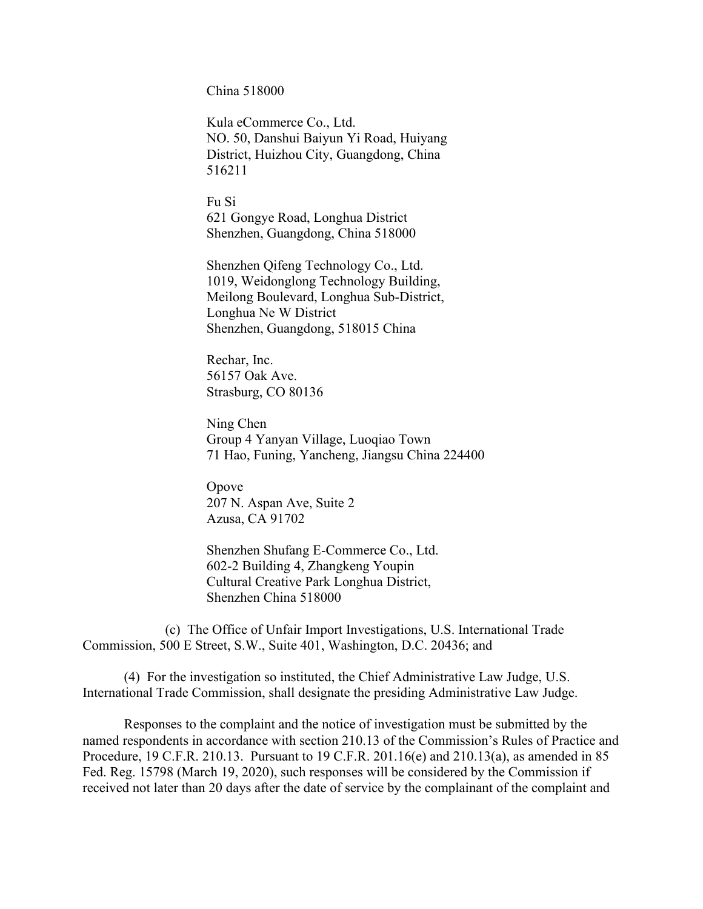China 518000

Kula eCommerce Co., Ltd.
NO. 50, Danshui Baiyun Yi Road, Huiyang District, Huizhou City, Guangdong, China 516211

Fu Si
621 Gongye Road, Longhua District
Shenzhen, Guangdong, China 518000

Shenzhen Qifeng Technology Co., Ltd.
1019, Weidonglong Technology Building, Meilong Boulevard, Longhua Sub-District, Longhua Ne W District
Shenzhen, Guangdong, 518015 China

Rechar, Inc.
56157 Oak Ave.
Strasburg, CO 80136

Ning Chen
Group 4 Yanyan Village, Luoqiao Town
71 Hao, Funing, Yancheng, Jiangsu China 224400

Opove
207 N. Aspan Ave, Suite 2
Azusa, CA 91702

Shenzhen Shufang E-Commerce Co., Ltd.
602-2 Building 4, Zhangkeng Youpin Cultural Creative Park Longhua District, Shenzhen China 518000

(c) The Office of Unfair Import Investigations, U.S. International Trade Commission, 500 E Street, S.W., Suite 401, Washington, D.C. 20436; and

(4) For the investigation so instituted, the Chief Administrative Law Judge, U.S. International Trade Commission, shall designate the presiding Administrative Law Judge.

Responses to the complaint and the notice of investigation must be submitted by the named respondents in accordance with section 210.13 of the Commission's Rules of Practice and Procedure, 19 C.F.R. 210.13. Pursuant to 19 C.F.R. 201.16(e) and 210.13(a), as amended in 85 Fed. Reg. 15798 (March 19, 2020), such responses will be considered by the Commission if received not later than 20 days after the date of service by the complainant of the complaint and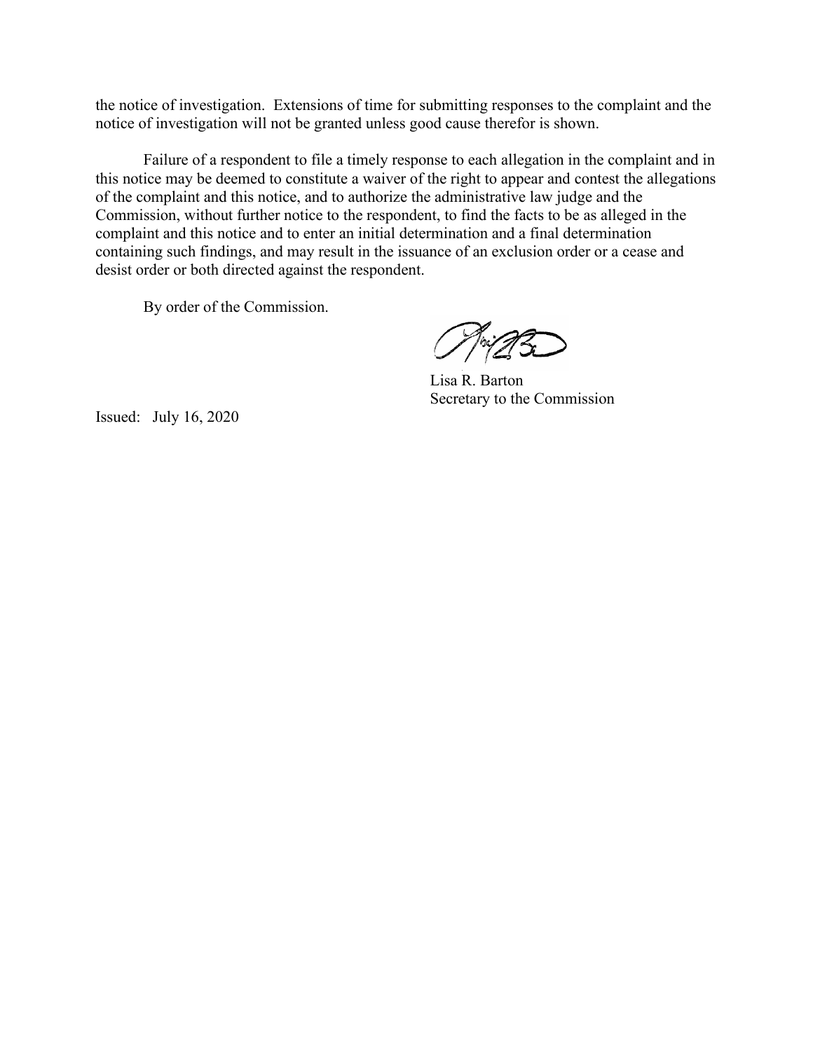the notice of investigation. Extensions of time for submitting responses to the complaint and the notice of investigation will not be granted unless good cause therefor is shown.

Failure of a respondent to file a timely response to each allegation in the complaint and in this notice may be deemed to constitute a waiver of the right to appear and contest the allegations of the complaint and this notice, and to authorize the administrative law judge and the Commission, without further notice to the respondent, to find the facts to be as alleged in the complaint and this notice and to enter an initial determination and a final determination containing such findings, and may result in the issuance of an exclusion order or a cease and desist order or both directed against the respondent.

By order of the Commission.

Lisa R. Barton
Secretary to the Commission

Issued: July 16, 2020